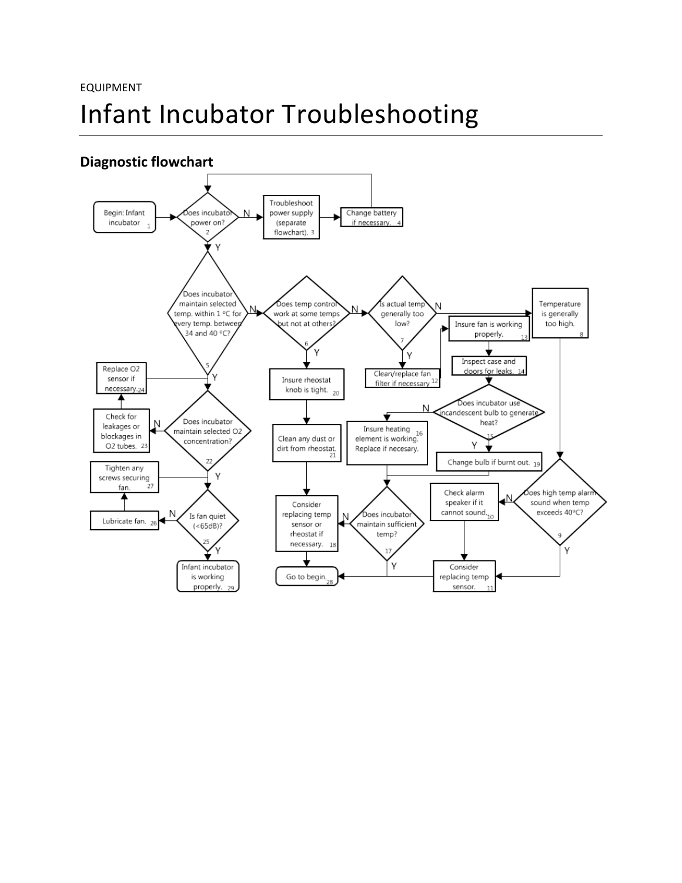EQUIPMENT

# Infant Incubator Troubleshooting

## Diagnostic flowchart

1. Begin: Infant incubator → 2
2. Does incubator power on? — N → 3; Y → 5
3. Troubleshoot power supply (separate flowchart). → 4
4. Change battery if necessary. → 2
5. Does incubator maintain selected temp. within 1 °C for every temp. between 34 and 40 °C? — N → 6; Y → 22
6. Does temp control work at some temps but not at others? — N → 7; Y → 20
7. Is actual temp generally too low? — N → 8; Y → 12
8. Temperature is generally too high. → 9
9. Does high temp alarm sound when temp exceeds 40ºC? — N → 10; Y → 11
10. Check alarm speaker if it cannot sound. → 11
11. Consider replacing temp sensor. → 28
12. Clean/replace fan filter if necessary → 13
13. Insure fan is working properly. → 14
14. Inspect case and doors for leaks. → 15
15. Does incubator use incandescent bulb to generate heat? — N → 16; Y → 19
16. Insure heating element is working. Replace if necesary. → 17
17. Does incubator maintain sufficient temp? — N → 18; Y → 28
18. Consider replacing temp sensor or rheostat if necessary. → 28
19. Change bulb if burnt out. → 17
20. Insure rheostat knob is tight. → 21
21. Clean any dust or dirt from rheostat. → 18
22. Does incubator maintain selected O2 concentration? — N → 23; Y → 25
23. Check for leakages or blockages in O2 tubes. → 24
24. Replace O2 sensor if necessary. → 22
25. Is fan quiet (<65dB)? — N → 26; Y → 29
26. Lubricate fan. → 27
27. Tighten any screws securing fan. → 25
28. Go to begin.
29. Infant incubator is working properly.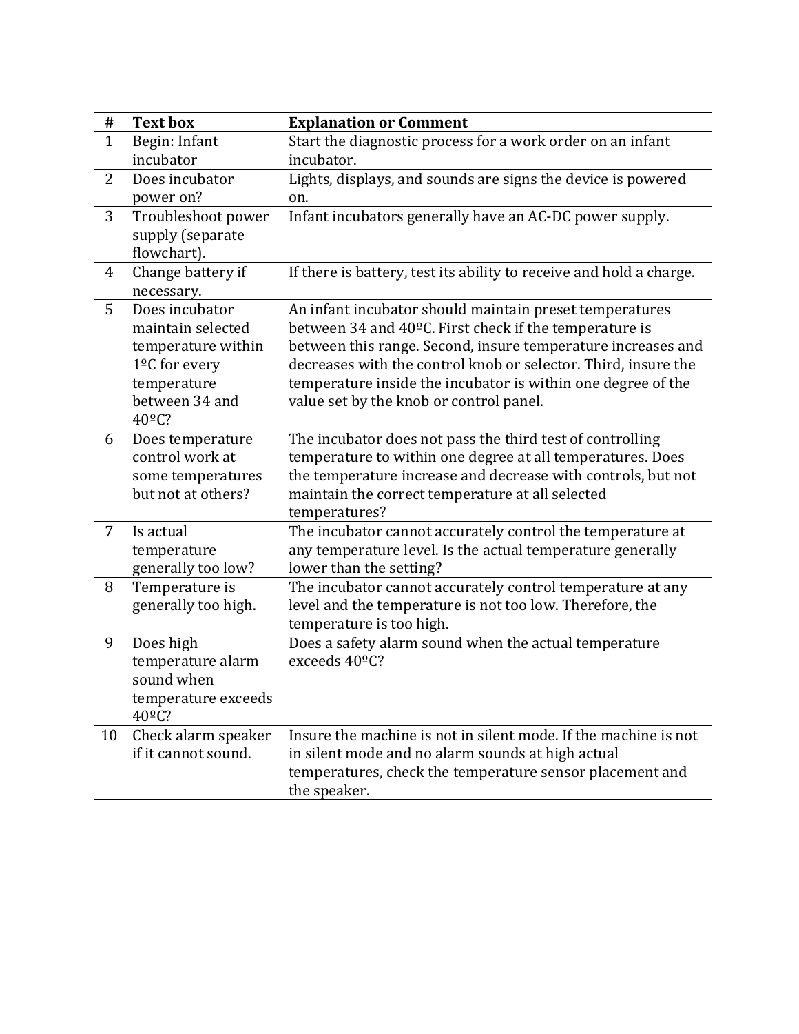| # | Text box | Explanation or Comment |
|---|---|---|
| 1 | Begin: Infant incubator | Start the diagnostic process for a work order on an infant incubator. |
| 2 | Does incubator power on? | Lights, displays, and sounds are signs the device is powered on. |
| 3 | Troubleshoot power supply (separate flowchart). | Infant incubators generally have an AC-DC power supply. |
| 4 | Change battery if necessary. | If there is battery, test its ability to receive and hold a charge. |
| 5 | Does incubator maintain selected temperature within 1ºC for every temperature between 34 and 40ºC? | An infant incubator should maintain preset temperatures between 34 and 40ºC. First check if the temperature is between this range. Second, insure temperature increases and decreases with the control knob or selector. Third, insure the temperature inside the incubator is within one degree of the value set by the knob or control panel. |
| 6 | Does temperature control work at some temperatures but not at others? | The incubator does not pass the third test of controlling temperature to within one degree at all temperatures. Does the temperature increase and decrease with controls, but not maintain the correct temperature at all selected temperatures? |
| 7 | Is actual temperature generally too low? | The incubator cannot accurately control the temperature at any temperature level. Is the actual temperature generally lower than the setting? |
| 8 | Temperature is generally too high. | The incubator cannot accurately control temperature at any level and the temperature is not too low. Therefore, the temperature is too high. |
| 9 | Does high temperature alarm sound when temperature exceeds 40ºC? | Does a safety alarm sound when the actual temperature exceeds 40ºC? |
| 10 | Check alarm speaker if it cannot sound. | Insure the machine is not in silent mode. If the machine is not in silent mode and no alarm sounds at high actual temperatures, check the temperature sensor placement and the speaker. |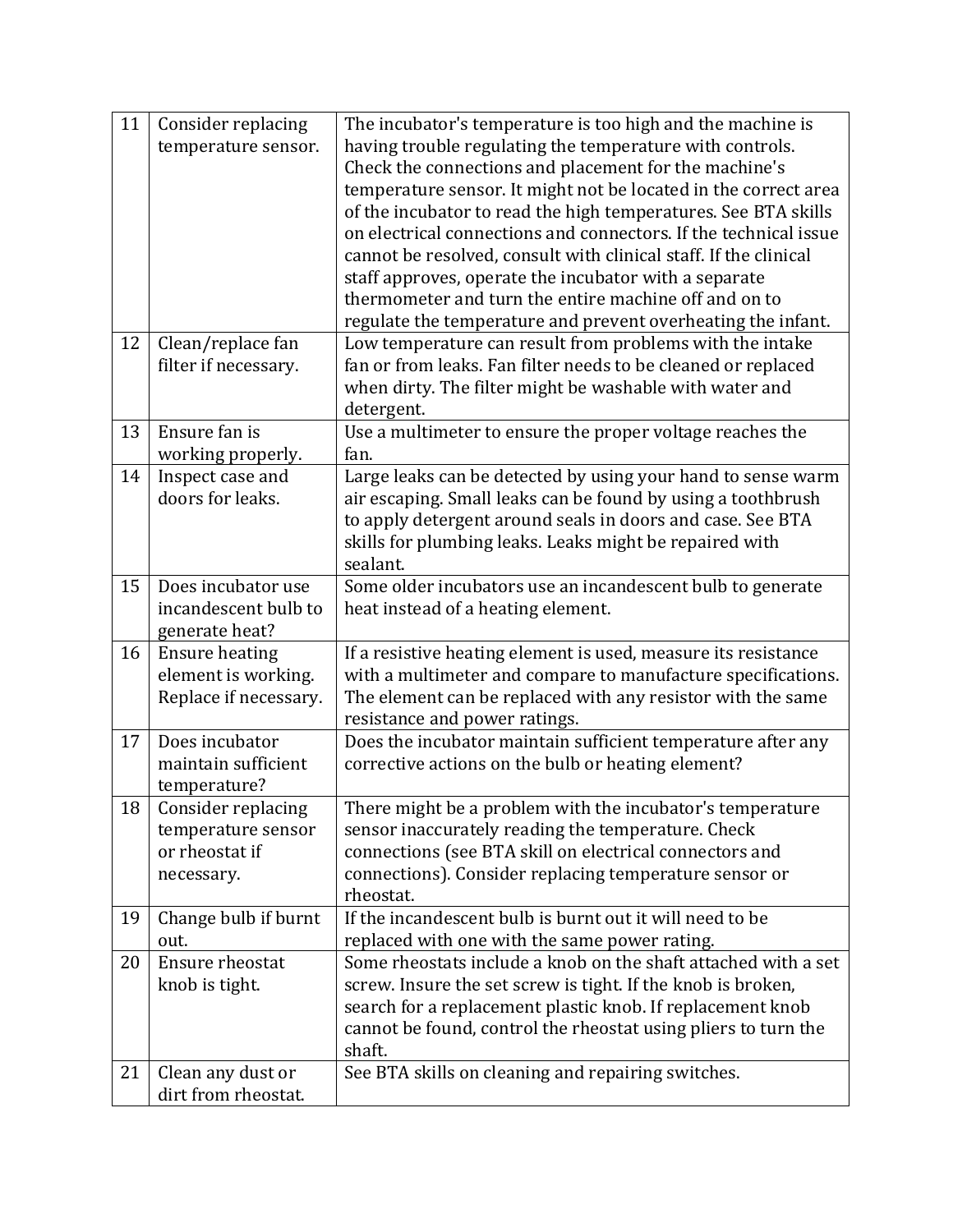| | | |
|---|---|---|
| 11 | Consider replacing temperature sensor. | The incubator's temperature is too high and the machine is having trouble regulating the temperature with controls. Check the connections and placement for the machine's temperature sensor. It might not be located in the correct area of the incubator to read the high temperatures. See BTA skills on electrical connections and connectors. If the technical issue cannot be resolved, consult with clinical staff. If the clinical staff approves, operate the incubator with a separate thermometer and turn the entire machine off and on to regulate the temperature and prevent overheating the infant. |
| 12 | Clean/replace fan filter if necessary. | Low temperature can result from problems with the intake fan or from leaks. Fan filter needs to be cleaned or replaced when dirty. The filter might be washable with water and detergent. |
| 13 | Ensure fan is working properly. | Use a multimeter to ensure the proper voltage reaches the fan. |
| 14 | Inspect case and doors for leaks. | Large leaks can be detected by using your hand to sense warm air escaping. Small leaks can be found by using a toothbrush to apply detergent around seals in doors and case. See BTA skills for plumbing leaks. Leaks might be repaired with sealant. |
| 15 | Does incubator use incandescent bulb to generate heat? | Some older incubators use an incandescent bulb to generate heat instead of a heating element. |
| 16 | Ensure heating element is working. Replace if necessary. | If a resistive heating element is used, measure its resistance with a multimeter and compare to manufacture specifications. The element can be replaced with any resistor with the same resistance and power ratings. |
| 17 | Does incubator maintain sufficient temperature? | Does the incubator maintain sufficient temperature after any corrective actions on the bulb or heating element? |
| 18 | Consider replacing temperature sensor or rheostat if necessary. | There might be a problem with the incubator's temperature sensor inaccurately reading the temperature. Check connections (see BTA skill on electrical connectors and connections). Consider replacing temperature sensor or rheostat. |
| 19 | Change bulb if burnt out. | If the incandescent bulb is burnt out it will need to be replaced with one with the same power rating. |
| 20 | Ensure rheostat knob is tight. | Some rheostats include a knob on the shaft attached with a set screw. Insure the set screw is tight. If the knob is broken, search for a replacement plastic knob. If replacement knob cannot be found, control the rheostat using pliers to turn the shaft. |
| 21 | Clean any dust or dirt from rheostat. | See BTA skills on cleaning and repairing switches. |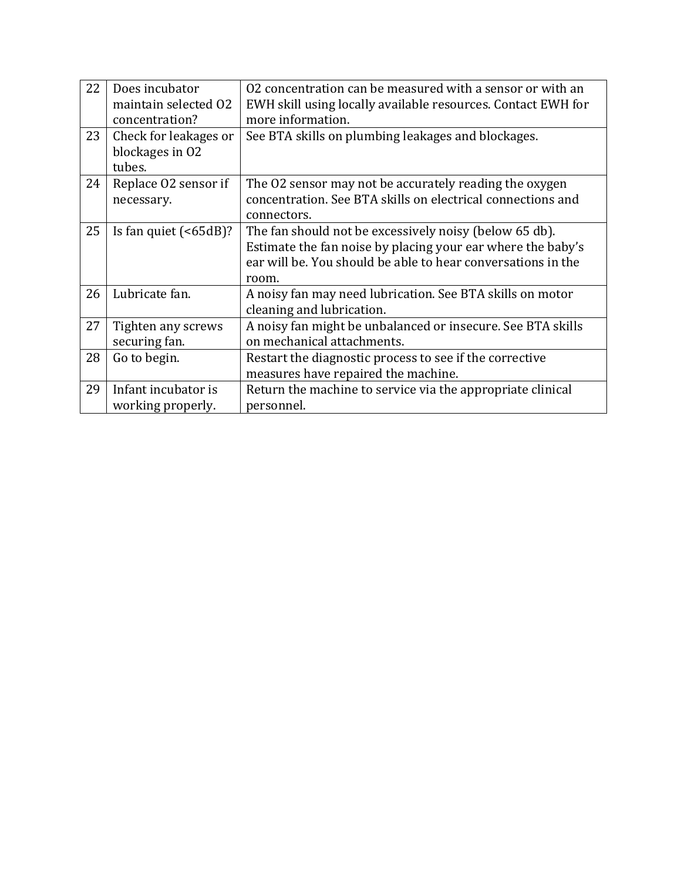| | | |
|---|---|---|
| 22 | Does incubator maintain selected O2 concentration? | O2 concentration can be measured with a sensor or with an EWH skill using locally available resources. Contact EWH for more information. |
| 23 | Check for leakages or blockages in O2 tubes. | See BTA skills on plumbing leakages and blockages. |
| 24 | Replace O2 sensor if necessary. | The O2 sensor may not be accurately reading the oxygen concentration. See BTA skills on electrical connections and connectors. |
| 25 | Is fan quiet (<65dB)? | The fan should not be excessively noisy (below 65 db). Estimate the fan noise by placing your ear where the baby's ear will be. You should be able to hear conversations in the room. |
| 26 | Lubricate fan. | A noisy fan may need lubrication. See BTA skills on motor cleaning and lubrication. |
| 27 | Tighten any screws securing fan. | A noisy fan might be unbalanced or insecure. See BTA skills on mechanical attachments. |
| 28 | Go to begin. | Restart the diagnostic process to see if the corrective measures have repaired the machine. |
| 29 | Infant incubator is working properly. | Return the machine to service via the appropriate clinical personnel. |